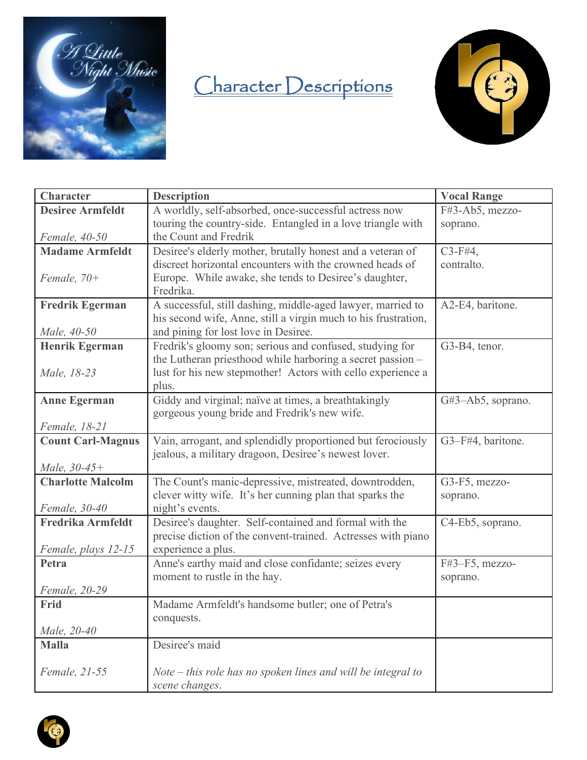# Character Descriptions

| Character | Description | Vocal Range |
|---|---|---|
| **Desiree Armfeldt**<br><br>*Female, 40-50* | A worldly, self-absorbed, once-successful actress now touring the country-side. Entangled in a love triangle with the Count and Fredrik | F#3-Ab5, mezzo-soprano. |
| **Madame Armfeldt**<br><br>*Female, 70+* | Desiree's elderly mother, brutally honest and a veteran of discreet horizontal encounters with the crowned heads of Europe. While awake, she tends to Desiree's daughter, Fredrika. | C3-F#4, contralto. |
| **Fredrik Egerman**<br><br>*Male, 40-50* | A successful, still dashing, middle-aged lawyer, married to his second wife, Anne, still a virgin much to his frustration, and pining for lost love in Desiree. | A2-E4, baritone. |
| **Henrik Egerman**<br><br>*Male, 18-23* | Fredrik's gloomy son; serious and confused, studying for the Lutheran priesthood while harboring a secret passion – lust for his new stepmother! Actors with cello experience a plus. | G3-B4, tenor. |
| **Anne Egerman**<br><br>*Female, 18-21* | Giddy and virginal; naïve at times, a breathtakingly gorgeous young bride and Fredrik's new wife. | G#3–Ab5, soprano. |
| **Count Carl-Magnus**<br><br>*Male, 30-45+* | Vain, arrogant, and splendidly proportioned but ferociously jealous, a military dragoon, Desiree's newest lover. | G3–F#4, baritone. |
| **Charlotte Malcolm**<br><br>*Female, 30-40* | The Count's manic-depressive, mistreated, downtrodden, clever witty wife. It's her cunning plan that sparks the night's events. | G3-F5, mezzo-soprano. |
| **Fredrika Armfeldt**<br><br>*Female, plays 12-15* | Desiree's daughter. Self-contained and formal with the precise diction of the convent-trained. Actresses with piano experience a plus. | C4-Eb5, soprano. |
| **Petra**<br><br>*Female, 20-29* | Anne's earthy maid and close confidante; seizes every moment to rustle in the hay. | F#3–F5, mezzo-soprano. |
| **Frid**<br><br>*Male, 20-40* | Madame Armfeldt's handsome butler; one of Petra's conquests. | |
| **Malla**<br><br>*Female, 21-55* | Desiree's maid<br><br>*Note – this role has no spoken lines and will be integral to scene changes.* | |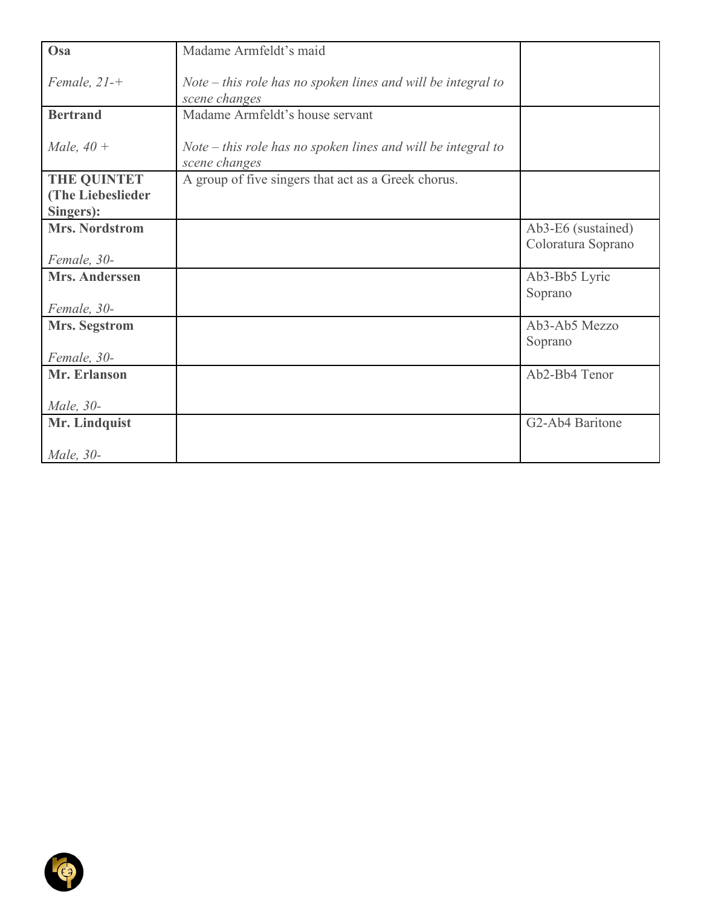| | | |
|---|---|---|
| **Osa**<br><br>*Female, 21-+* | Madame Armfeldt's maid<br><br>*Note – this role has no spoken lines and will be integral to scene changes* | |
| **Bertrand**<br><br>*Male, 40 +* | Madame Armfeldt's house servant<br><br>*Note – this role has no spoken lines and will be integral to scene changes* | |
| **THE QUINTET (The Liebeslieder Singers):** | A group of five singers that act as a Greek chorus. | |
| **Mrs. Nordstrom**<br><br>*Female, 30-* | | Ab3-E6 (sustained) Coloratura Soprano |
| **Mrs. Anderssen**<br><br>*Female, 30-* | | Ab3-Bb5 Lyric Soprano |
| **Mrs. Segstrom**<br><br>*Female, 30-* | | Ab3-Ab5 Mezzo Soprano |
| **Mr. Erlanson**<br><br>*Male, 30-* | | Ab2-Bb4 Tenor |
| **Mr. Lindquist**<br><br>*Male, 30-* | | G2-Ab4 Baritone |